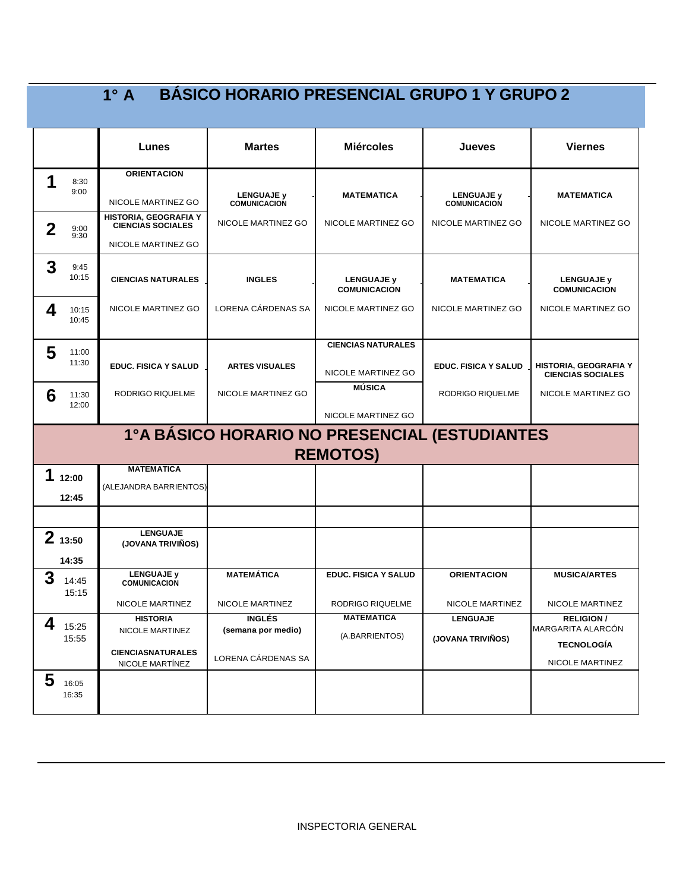# 1° A BÁSICO HORARIO PRESENCIAL GRUPO 1 Y GRUPO 2

| | Lunes | Martes | Miércoles | Jueves | Viernes |
|---|---|---|---|---|---|
| **1** 8:30 9:00 | **ORIENTACION** NICOLE MARTINEZ GO | **LENGUAJE y COMUNICACION** NICOLE MARTINEZ GO | **MATEMATICA** NICOLE MARTINEZ GO | **LENGUAJE y COMUNICACION** NICOLE MARTINEZ GO | **MATEMATICA** NICOLE MARTINEZ GO |
| **2** 9:00 9:30 | **HISTORIA, GEOGRAFIA Y CIENCIAS SOCIALES** NICOLE MARTINEZ GO | | | | |
| **3** 9:45 10:15 | **CIENCIAS NATURALES** NICOLE MARTINEZ GO | **INGLES** LORENA CÁRDENAS SA | **LENGUAJE y COMUNICACION** NICOLE MARTINEZ GO | **MATEMATICA** NICOLE MARTINEZ GO | **LENGUAJE y COMUNICACION** NICOLE MARTINEZ GO |
| **4** 10:15 10:45 | | | | | |
| **5** 11:00 11:30 | **EDUC. FISICA Y SALUD** RODRIGO RIQUELME | **ARTES VISUALES** NICOLE MARTINEZ GO | **CIENCIAS NATURALES** NICOLE MARTINEZ GO | **EDUC. FISICA Y SALUD** RODRIGO RIQUELME | **HISTORIA, GEOGRAFIA Y CIENCIAS SOCIALES** NICOLE MARTINEZ GO |
| **6** 11:30 12:00 | | | **MÚSICA** NICOLE MARTINEZ GO | | |

# 1°A BÁSICO HORARIO NO PRESENCIAL (ESTUDIANTES REMOTOS)

| | Lunes | Martes | Miércoles | Jueves | Viernes |
|---|---|---|---|---|---|
| **1** 12:00 12:45 | **MATEMATICA** (ALEJANDRA BARRIENTOS) | | | | |
| | | | | | |
| **2** 13:50 14:35 | **LENGUAJE (JOVANA TRIVIÑOS)** | | | | |
| **3** 14:45 15:15 | **LENGUAJE y COMUNICACION** NICOLE MARTINEZ | **MATEMÁTICA** NICOLE MARTINEZ | **EDUC. FISICA Y SALUD** RODRIGO RIQUELME | **ORIENTACION** NICOLE MARTINEZ | **MUSICA/ARTES** NICOLE MARTINEZ |
| **4** 15:25 15:55 | **HISTORIA** NICOLE MARTINEZ **CIENCIASNATURALES** NICOLE MARTÍNEZ | **INGLÉS (semana por medio)** LORENA CÁRDENAS SA | **MATEMATICA** (A.BARRIENTOS) | **LENGUAJE (JOVANA TRIVIÑOS)** | **RELIGION /** MARGARITA ALARCÓN **TECNOLOGÍA** NICOLE MARTINEZ |
| **5** 16:05 16:35 | | | | | |

INSPECTORIA GENERAL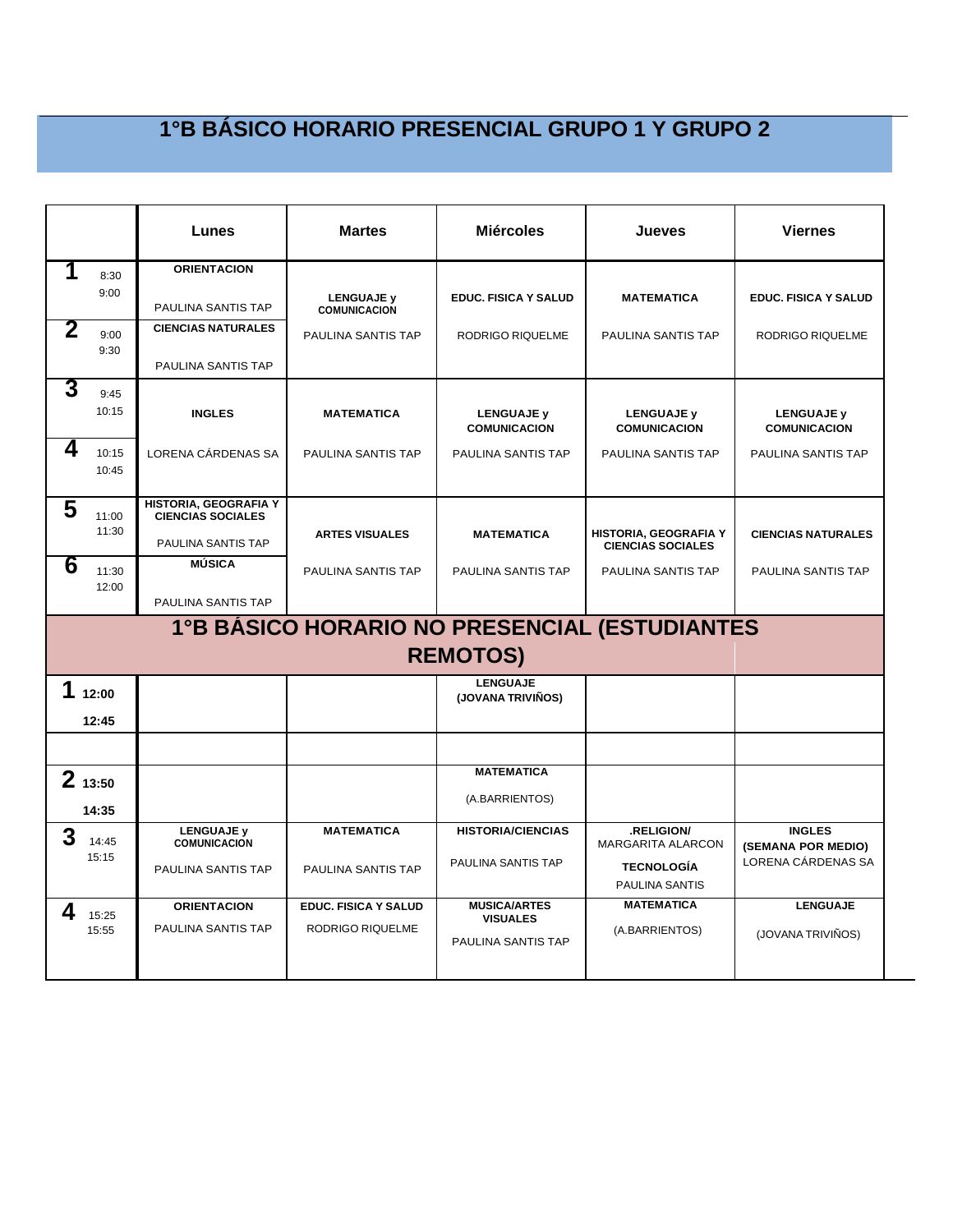# 1°B BÁSICO HORARIO PRESENCIAL GRUPO 1 Y GRUPO 2

| | Lunes | Martes | Miércoles | Jueves | Viernes |
|---|---|---|---|---|---|
| **1** 8:30 9:00 | **ORIENTACION** PAULINA SANTIS TAP | **LENGUAJE y COMUNICACION** PAULINA SANTIS TAP | **EDUC. FISICA Y SALUD** RODRIGO RIQUELME | **MATEMATICA** PAULINA SANTIS TAP | **EDUC. FISICA Y SALUD** RODRIGO RIQUELME |
| **2** 9:00 9:30 | **CIENCIAS NATURALES** PAULINA SANTIS TAP | | | | |
| **3** 9:45 10:15 | **INGLES** LORENA CÁRDENAS SA | **MATEMATICA** PAULINA SANTIS TAP | **LENGUAJE y COMUNICACION** PAULINA SANTIS TAP | **LENGUAJE y COMUNICACION** PAULINA SANTIS TAP | **LENGUAJE y COMUNICACION** PAULINA SANTIS TAP |
| **4** 10:15 10:45 | | | | | |
| **5** 11:00 11:30 | **HISTORIA, GEOGRAFIA Y CIENCIAS SOCIALES** PAULINA SANTIS TAP | **ARTES VISUALES** PAULINA SANTIS TAP | **MATEMATICA** PAULINA SANTIS TAP | **HISTORIA, GEOGRAFIA Y CIENCIAS SOCIALES** PAULINA SANTIS TAP | **CIENCIAS NATURALES** PAULINA SANTIS TAP |
| **6** 11:30 12:00 | **MÚSICA** PAULINA SANTIS TAP | | | | |

# 1°B BÁSICO HORARIO NO PRESENCIAL (ESTUDIANTES REMOTOS)

| | Lunes | Martes | Miércoles | Jueves | Viernes |
|---|---|---|---|---|---|
| **1** 12:00 12:45 | | | **LENGUAJE (JOVANA TRIVIÑOS)** | | |
| | | | | | |
| **2** 13:50 14:35 | | | **MATEMATICA** (A.BARRIENTOS) | | |
| **3** 14:45 15:15 | **LENGUAJE y COMUNICACION** PAULINA SANTIS TAP | **MATEMATICA** PAULINA SANTIS TAP | **HISTORIA/CIENCIAS** PAULINA SANTIS TAP | **.RELIGION/** MARGARITA ALARCON **TECNOLOGÍA** PAULINA SANTIS | **INGLES (SEMANA POR MEDIO)** LORENA CÁRDENAS SA |
| **4** 15:25 15:55 | **ORIENTACION** PAULINA SANTIS TAP | **EDUC. FISICA Y SALUD** RODRIGO RIQUELME | **MUSICA/ARTES VISUALES** PAULINA SANTIS TAP | **MATEMATICA** (A.BARRIENTOS) | **LENGUAJE** (JOVANA TRIVIÑOS) |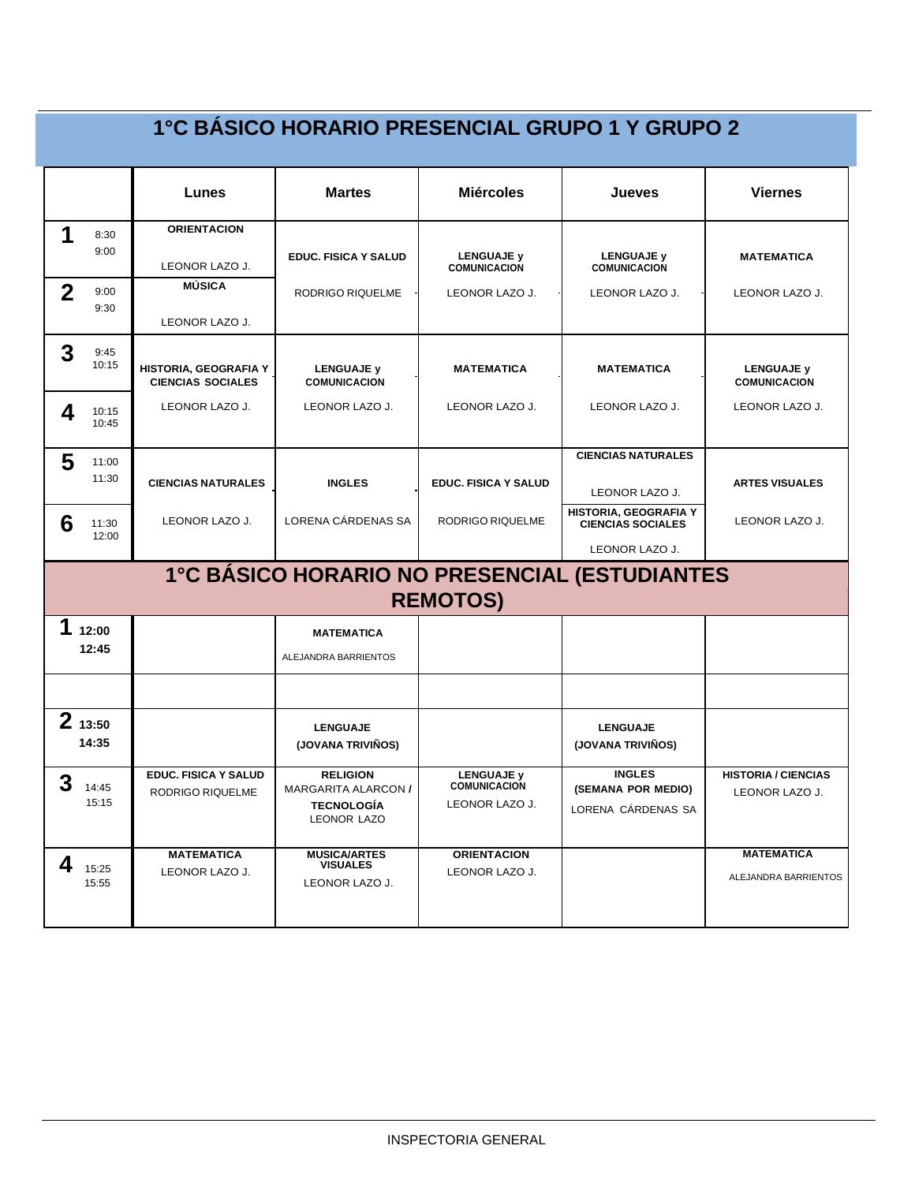# 1°C BÁSICO HORARIO PRESENCIAL GRUPO 1 Y GRUPO 2

| | Lunes | Martes | Miércoles | Jueves | Viernes |
|---|---|---|---|---|---|
| **1** 8:30 9:00 | **ORIENTACION** LEONOR LAZO J. | **EDUC. FISICA Y SALUD** RODRIGO RIQUELME | **LENGUAJE y COMUNICACION** LEONOR LAZO J. | **LENGUAJE y COMUNICACION** LEONOR LAZO J. | **MATEMATICA** LEONOR LAZO J. |
| **2** 9:00 9:30 | **MÚSICA** LEONOR LAZO J. | | | | |
| **3** 9:45 10:15 | **HISTORIA, GEOGRAFIA Y CIENCIAS SOCIALES** LEONOR LAZO J. | **LENGUAJE y COMUNICACION** LEONOR LAZO J. | **MATEMATICA** LEONOR LAZO J. | **MATEMATICA** LEONOR LAZO J. | **LENGUAJE y COMUNICACION** LEONOR LAZO J. |
| **4** 10:15 10:45 | | | | | |
| **5** 11:00 11:30 | **CIENCIAS NATURALES** LEONOR LAZO J. | **INGLES** LORENA CÁRDENAS SA | **EDUC. FISICA Y SALUD** RODRIGO RIQUELME | **CIENCIAS NATURALES** LEONOR LAZO J. | **ARTES VISUALES** LEONOR LAZO J. |
| **6** 11:30 12:00 | | | | **HISTORIA, GEOGRAFIA Y CIENCIAS SOCIALES** LEONOR LAZO J. | |

# 1°C BÁSICO HORARIO NO PRESENCIAL (ESTUDIANTES REMOTOS)

| | Lunes | Martes | Miércoles | Jueves | Viernes |
|---|---|---|---|---|---|
| **1** 12:00 12:45 | | **MATEMATICA** ALEJANDRA BARRIENTOS | | | |
| | | | | | |
| **2** 13:50 14:35 | | **LENGUAJE (JOVANA TRIVIÑOS)** | | **LENGUAJE (JOVANA TRIVIÑOS)** | |
| **3** 14:45 15:15 | **EDUC. FISICA Y SALUD** RODRIGO RIQUELME | **RELIGION** MARGARITA ALARCON / **TECNOLOGÍA** LEONOR LAZO | **LENGUAJE y COMUNICACION** LEONOR LAZO J. | **INGLES (SEMANA POR MEDIO)** LORENA CÁRDENAS SA | **HISTORIA / CIENCIAS** LEONOR LAZO J. |
| **4** 15:25 15:55 | **MATEMATICA** LEONOR LAZO J. | **MUSICA/ARTES VISUALES** LEONOR LAZO J. | **ORIENTACION** LEONOR LAZO J. | | **MATEMATICA** ALEJANDRA BARRIENTOS |

INSPECTORIA GENERAL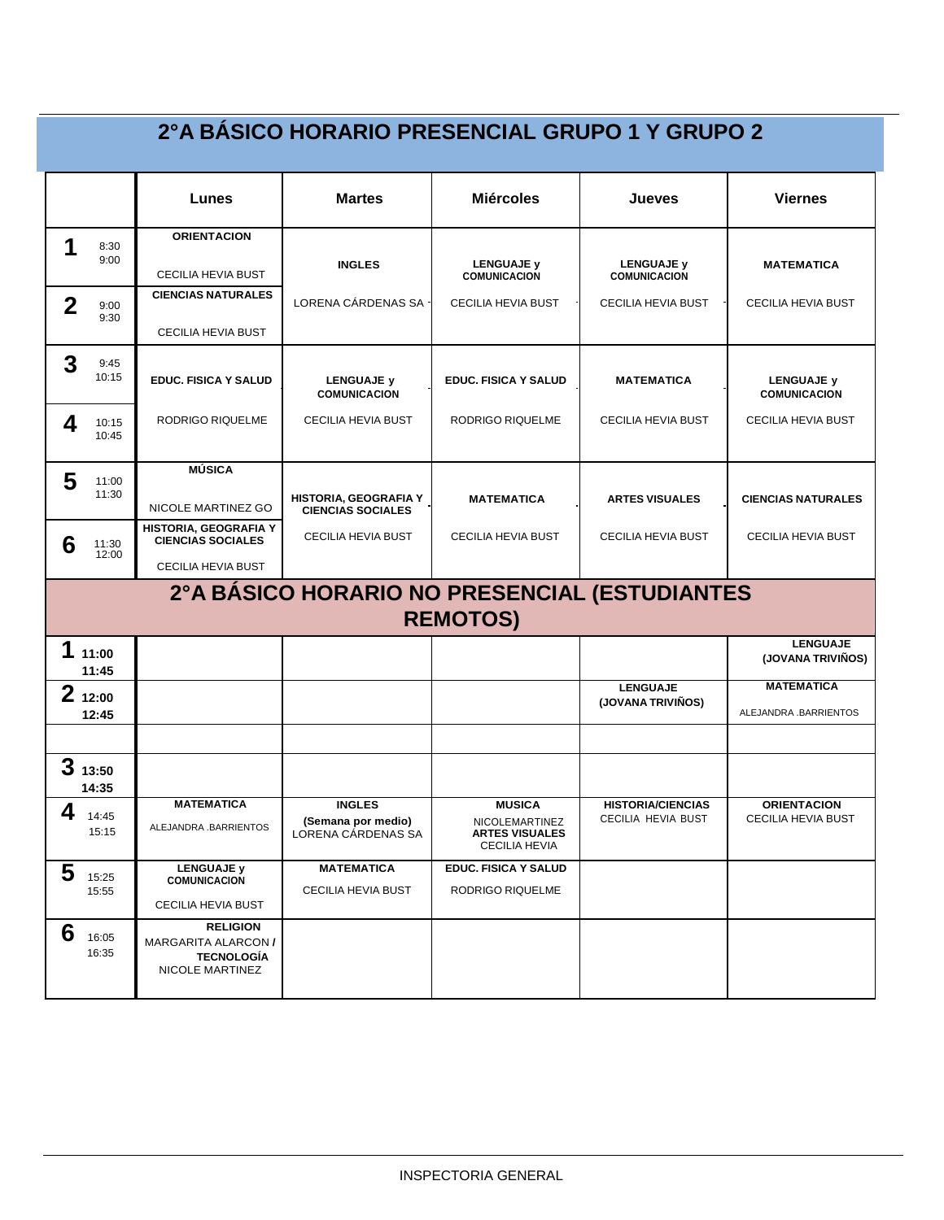# 2°A BÁSICO HORARIO PRESENCIAL GRUPO 1 Y GRUPO 2

| | Lunes | Martes | Miércoles | Jueves | Viernes |
|---|---|---|---|---|---|
| **1** 8:30 9:00 | **ORIENTACION** CECILIA HEVIA BUST | **INGLES** LORENA CÁRDENAS SA | **LENGUAJE y COMUNICACION** CECILIA HEVIA BUST | **LENGUAJE y COMUNICACION** CECILIA HEVIA BUST | **MATEMATICA** CECILIA HEVIA BUST |
| **2** 9:00 9:30 | **CIENCIAS NATURALES** CECILIA HEVIA BUST | | | | |
| **3** 9:45 10:15 | **EDUC. FISICA Y SALUD** RODRIGO RIQUELME | **LENGUAJE y COMUNICACION** CECILIA HEVIA BUST | **EDUC. FISICA Y SALUD** RODRIGO RIQUELME | **MATEMATICA** CECILIA HEVIA BUST | **LENGUAJE y COMUNICACION** CECILIA HEVIA BUST |
| **4** 10:15 10:45 | | | | | |
| **5** 11:00 11:30 | **MÚSICA** NICOLE MARTINEZ GO | **HISTORIA, GEOGRAFIA Y CIENCIAS SOCIALES** CECILIA HEVIA BUST | **MATEMATICA** CECILIA HEVIA BUST | **ARTES VISUALES** CECILIA HEVIA BUST | **CIENCIAS NATURALES** CECILIA HEVIA BUST |
| **6** 11:30 12:00 | **HISTORIA, GEOGRAFIA Y CIENCIAS SOCIALES** CECILIA HEVIA BUST | | | | |

# 2°A BÁSICO HORARIO NO PRESENCIAL (ESTUDIANTES REMOTOS)

| | Lunes | Martes | Miércoles | Jueves | Viernes |
|---|---|---|---|---|---|
| **1** 11:00 11:45 | | | | | **LENGUAJE (JOVANA TRIVIÑOS)** |
| **2** 12:00 12:45 | | | | **LENGUAJE (JOVANA TRIVIÑOS)** | **MATEMATICA** ALEJANDRA .BARRIENTOS |
| | | | | | |
| **3** 13:50 14:35 | | | | | |
| **4** 14:45 15:15 | **MATEMATICA** ALEJANDRA .BARRIENTOS | **INGLES (Semana por medio)** LORENA CÁRDENAS SA | **MUSICA** NICOLEMARTINEZ **ARTES VISUALES** CECILIA HEVIA | **HISTORIA/CIENCIAS** CECILIA HEVIA BUST | **ORIENTACION** CECILIA HEVIA BUST |
| **5** 15:25 15:55 | **LENGUAJE y COMUNICACION** CECILIA HEVIA BUST | **MATEMATICA** CECILIA HEVIA BUST | **EDUC. FISICA Y SALUD** RODRIGO RIQUELME | | |
| **6** 16:05 16:35 | **RELIGION** MARGARITA ALARCON / **TECNOLOGÍA** NICOLE MARTINEZ | | | | |

INSPECTORIA GENERAL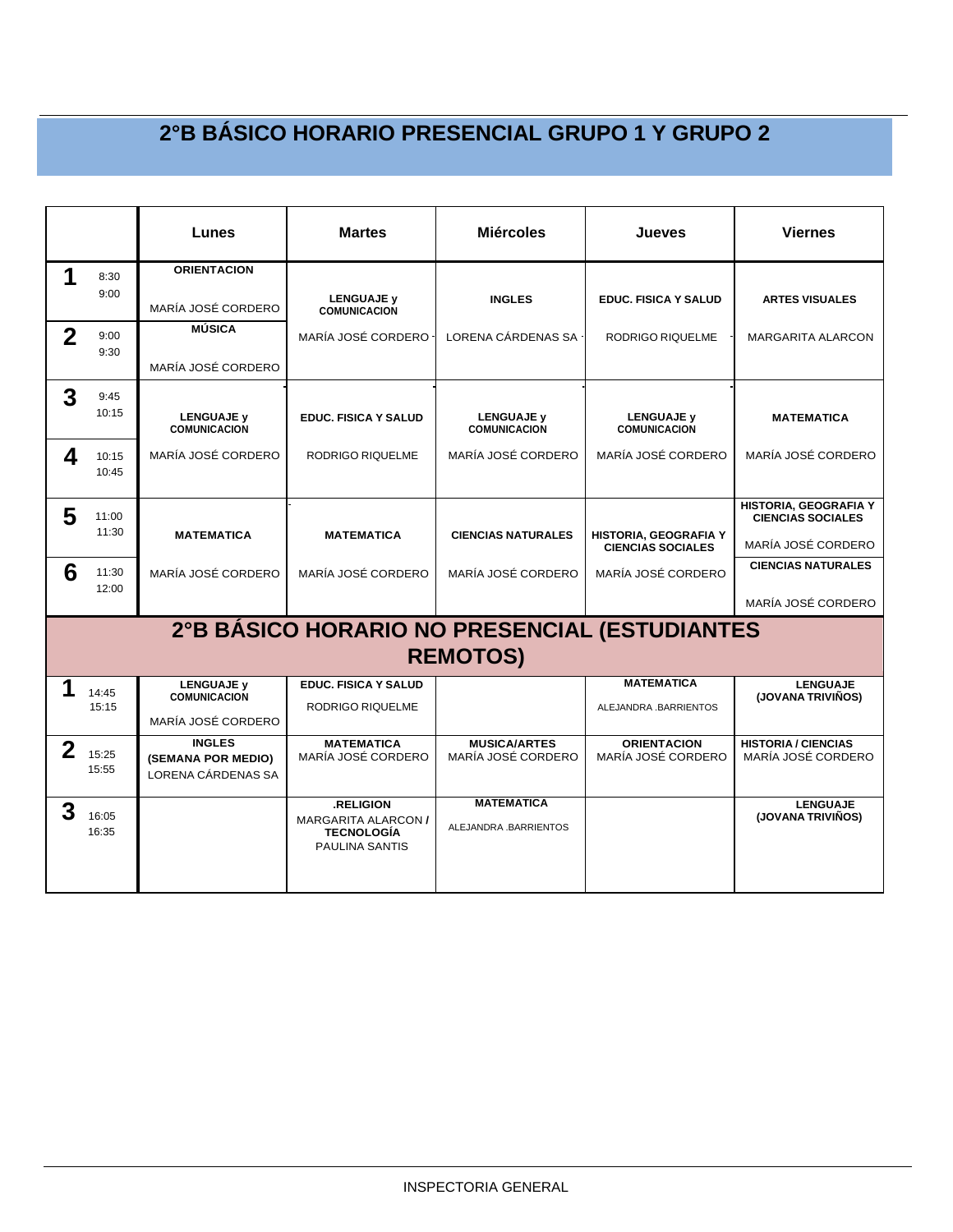# 2°B BÁSICO HORARIO PRESENCIAL GRUPO 1 Y GRUPO 2

| | Lunes | Martes | Miércoles | Jueves | Viernes |
|---|---|---|---|---|---|
| **1** 8:30 9:00 | **ORIENTACION** MARÍA JOSÉ CORDERO | **LENGUAJE y COMUNICACION** MARÍA JOSÉ CORDERO | **INGLES** LORENA CÁRDENAS SA | **EDUC. FISICA Y SALUD** RODRIGO RIQUELME | **ARTES VISUALES** MARGARITA ALARCON |
| **2** 9:00 9:30 | **MÚSICA** MARÍA JOSÉ CORDERO | | | | |
| **3** 9:45 10:15 | **LENGUAJE y COMUNICACION** MARÍA JOSÉ CORDERO | **EDUC. FISICA Y SALUD** RODRIGO RIQUELME | **LENGUAJE y COMUNICACION** MARÍA JOSÉ CORDERO | **LENGUAJE y COMUNICACION** MARÍA JOSÉ CORDERO | **MATEMATICA** MARÍA JOSÉ CORDERO |
| **4** 10:15 10:45 | | | | | |
| **5** 11:00 11:30 | **MATEMATICA** MARÍA JOSÉ CORDERO | **MATEMATICA** MARÍA JOSÉ CORDERO | **CIENCIAS NATURALES** MARÍA JOSÉ CORDERO | **HISTORIA, GEOGRAFIA Y CIENCIAS SOCIALES** MARÍA JOSÉ CORDERO | **HISTORIA, GEOGRAFIA Y CIENCIAS SOCIALES** MARÍA JOSÉ CORDERO |
| **6** 11:30 12:00 | | | | | **CIENCIAS NATURALES** MARÍA JOSÉ CORDERO |

# 2°B BÁSICO HORARIO NO PRESENCIAL (ESTUDIANTES REMOTOS)

| | Lunes | Martes | Miércoles | Jueves | Viernes |
|---|---|---|---|---|---|
| **1** 14:45 15:15 | **LENGUAJE y COMUNICACION** MARÍA JOSÉ CORDERO | **EDUC. FISICA Y SALUD** RODRIGO RIQUELME | | **MATEMATICA** ALEJANDRA .BARRIENTOS | **LENGUAJE (JOVANA TRIVIÑOS)** |
| **2** 15:25 15:55 | **INGLES (SEMANA POR MEDIO)** LORENA CÁRDENAS SA | **MATEMATICA** MARÍA JOSÉ CORDERO | **MUSICA/ARTES** MARÍA JOSÉ CORDERO | **ORIENTACION** MARÍA JOSÉ CORDERO | **HISTORIA / CIENCIAS** MARÍA JOSÉ CORDERO |
| **3** 16:05 16:35 | | **.RELIGION** MARGARITA ALARCON / **TECNOLOGÍA** PAULINA SANTIS | **MATEMATICA** ALEJANDRA .BARRIENTOS | | **LENGUAJE (JOVANA TRIVIÑOS)** |

INSPECTORIA GENERAL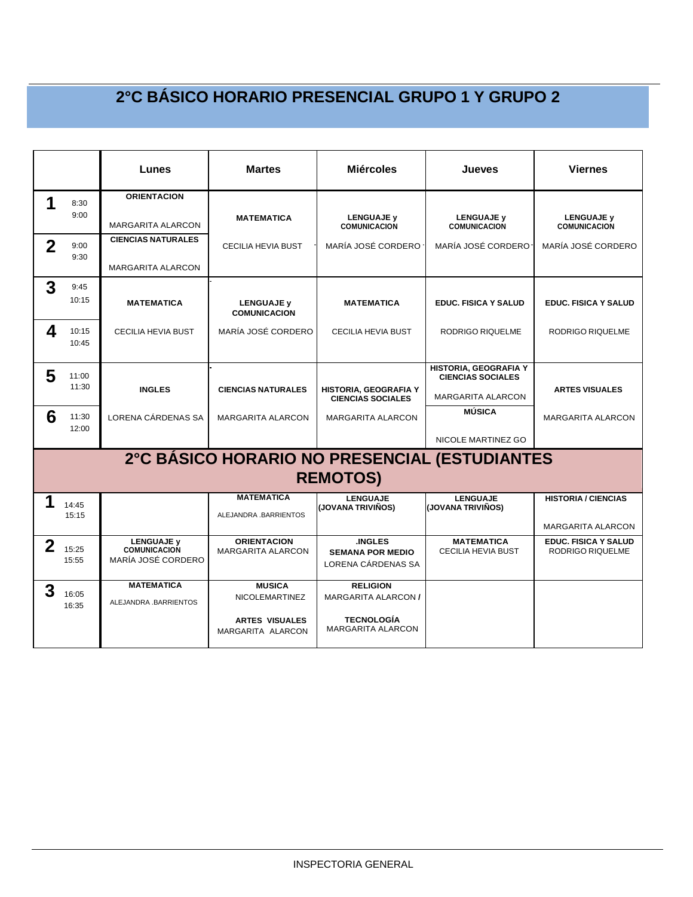# 2°C BÁSICO HORARIO PRESENCIAL GRUPO 1 Y GRUPO 2

| | Lunes | Martes | Miércoles | Jueves | Viernes |
|---|---|---|---|---|---|
| **1** 8:30 9:00 | **ORIENTACION** MARGARITA ALARCON | **MATEMATICA** CECILIA HEVIA BUST | **LENGUAJE y COMUNICACION** MARÍA JOSÉ CORDERO | **LENGUAJE y COMUNICACION** MARÍA JOSÉ CORDERO | **LENGUAJE y COMUNICACION** MARÍA JOSÉ CORDERO |
| **2** 9:00 9:30 | **CIENCIAS NATURALES** MARGARITA ALARCON | | | | |
| **3** 9:45 10:15 | **MATEMATICA** CECILIA HEVIA BUST | **LENGUAJE y COMUNICACION** MARÍA JOSÉ CORDERO | **MATEMATICA** CECILIA HEVIA BUST | **EDUC. FISICA Y SALUD** RODRIGO RIQUELME | **EDUC. FISICA Y SALUD** RODRIGO RIQUELME |
| **4** 10:15 10:45 | | | | | |
| **5** 11:00 11:30 | **INGLES** LORENA CÁRDENAS SA | **CIENCIAS NATURALES** MARGARITA ALARCON | **HISTORIA, GEOGRAFIA Y CIENCIAS SOCIALES** MARGARITA ALARCON | **HISTORIA, GEOGRAFIA Y CIENCIAS SOCIALES** MARGARITA ALARCON | **ARTES VISUALES** MARGARITA ALARCON |
| **6** 11:30 12:00 | | | | **MÚSICA** NICOLE MARTINEZ GO | |

# 2°C BÁSICO HORARIO NO PRESENCIAL (ESTUDIANTES REMOTOS)

| | Lunes | Martes | Miércoles | Jueves | Viernes |
|---|---|---|---|---|---|
| **1** 14:45 15:15 | | **MATEMATICA** ALEJANDRA .BARRIENTOS | **LENGUAJE** (JOVANA TRIVIÑOS) | **LENGUAJE** (JOVANA TRIVIÑOS) | **HISTORIA / CIENCIAS** MARGARITA ALARCON |
| **2** 15:25 15:55 | **LENGUAJE y COMUNICACION** MARÍA JOSÉ CORDERO | **ORIENTACION** MARGARITA ALARCON | **.INGLES SEMANA POR MEDIO** LORENA CÁRDENAS SA | **MATEMATICA** CECILIA HEVIA BUST | **EDUC. FISICA Y SALUD** RODRIGO RIQUELME |
| **3** 16:05 16:35 | **MATEMATICA** ALEJANDRA .BARRIENTOS | **MUSICA** NICOLEMARTINEZ **ARTES VISUALES** MARGARITA ALARCON | **RELIGION** MARGARITA ALARCON **/** **TECNOLOGÍA** MARGARITA ALARCON | | |

INSPECTORIA GENERAL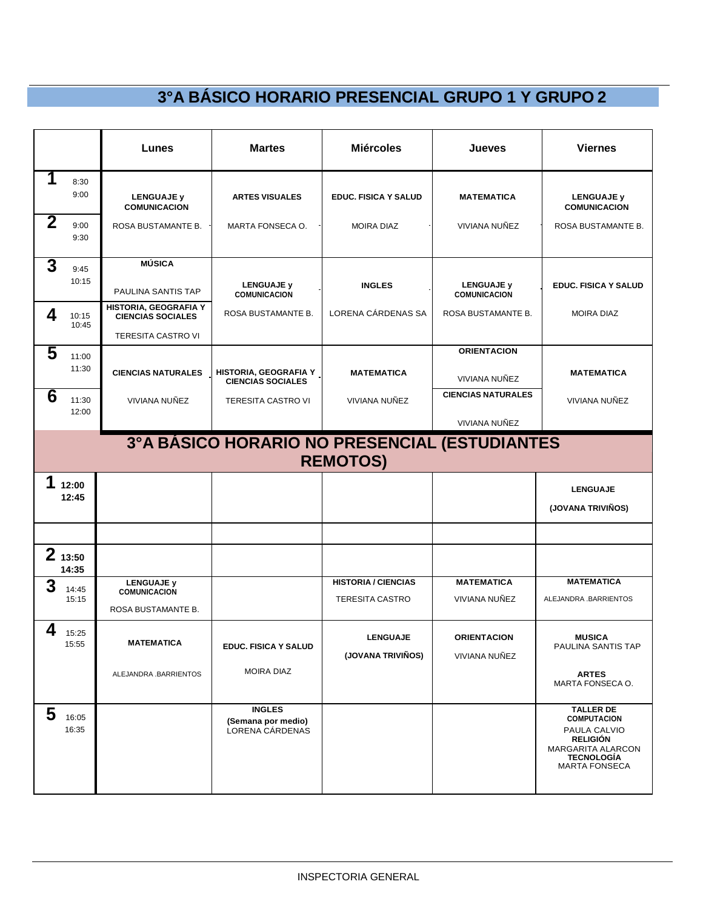# 3°A BÁSICO HORARIO PRESENCIAL GRUPO 1 Y GRUPO 2

| | Lunes | Martes | Miércoles | Jueves | Viernes |
|---|---|---|---|---|---|
| **1** 8:30 9:00 / **2** 9:00 9:30 | **LENGUAJE y COMUNICACION** ROSA BUSTAMANTE B. | **ARTES VISUALES** MARTA FONSECA O. | **EDUC. FISICA Y SALUD** MOIRA DIAZ | **MATEMATICA** VIVIANA NUÑEZ | **LENGUAJE y COMUNICACION** ROSA BUSTAMANTE B. |
| **3** 9:45 10:15 | **MÚSICA** PAULINA SANTIS TAP | **LENGUAJE y COMUNICACION** ROSA BUSTAMANTE B. | **INGLES** LORENA CÁRDENAS SA | **LENGUAJE y COMUNICACION** ROSA BUSTAMANTE B. | **EDUC. FISICA Y SALUD** MOIRA DIAZ |
| **4** 10:15 10:45 | **HISTORIA, GEOGRAFIA Y CIENCIAS SOCIALES** TERESITA CASTRO VI | | | | |
| **5** 11:00 11:30 | **CIENCIAS NATURALES** VIVIANA NUÑEZ | **HISTORIA, GEOGRAFIA Y CIENCIAS SOCIALES** TERESITA CASTRO VI | **MATEMATICA** VIVIANA NUÑEZ | **ORIENTACION** VIVIANA NUÑEZ | **MATEMATICA** VIVIANA NUÑEZ |
| **6** 11:30 12:00 | | | | **CIENCIAS NATURALES** VIVIANA NUÑEZ | |

# 3°A BÁSICO HORARIO NO PRESENCIAL (ESTUDIANTES REMOTOS)

| | Lunes | Martes | Miércoles | Jueves | Viernes |
|---|---|---|---|---|---|
| **1** 12:00 12:45 | | | | | **LENGUAJE** **(JOVANA TRIVIÑOS)** |
| | | | | | |
| **2** 13:50 14:35 | | | | | |
| **3** 14:45 15:15 | **LENGUAJE y COMUNICACION** ROSA BUSTAMANTE B. | | **HISTORIA / CIENCIAS** TERESITA CASTRO | **MATEMATICA** VIVIANA NUÑEZ | **MATEMATICA** ALEJANDRA .BARRIENTOS |
| **4** 15:25 15:55 | **MATEMATICA** ALEJANDRA .BARRIENTOS | **EDUC. FISICA Y SALUD** MOIRA DIAZ | **LENGUAJE** **(JOVANA TRIVIÑOS)** | **ORIENTACION** VIVIANA NUÑEZ | **MUSICA** PAULINA SANTIS TAP **ARTES** MARTA FONSECA O. |
| **5** 16:05 16:35 | | **INGLES** **(Semana por medio)** LORENA CÁRDENAS | | | **TALLER DE COMPUTACION** PAULA CALVIO **RELIGIÓN** MARGARITA ALARCON **TECNOLOGÍA** MARTA FONSECA |

INSPECTORIA GENERAL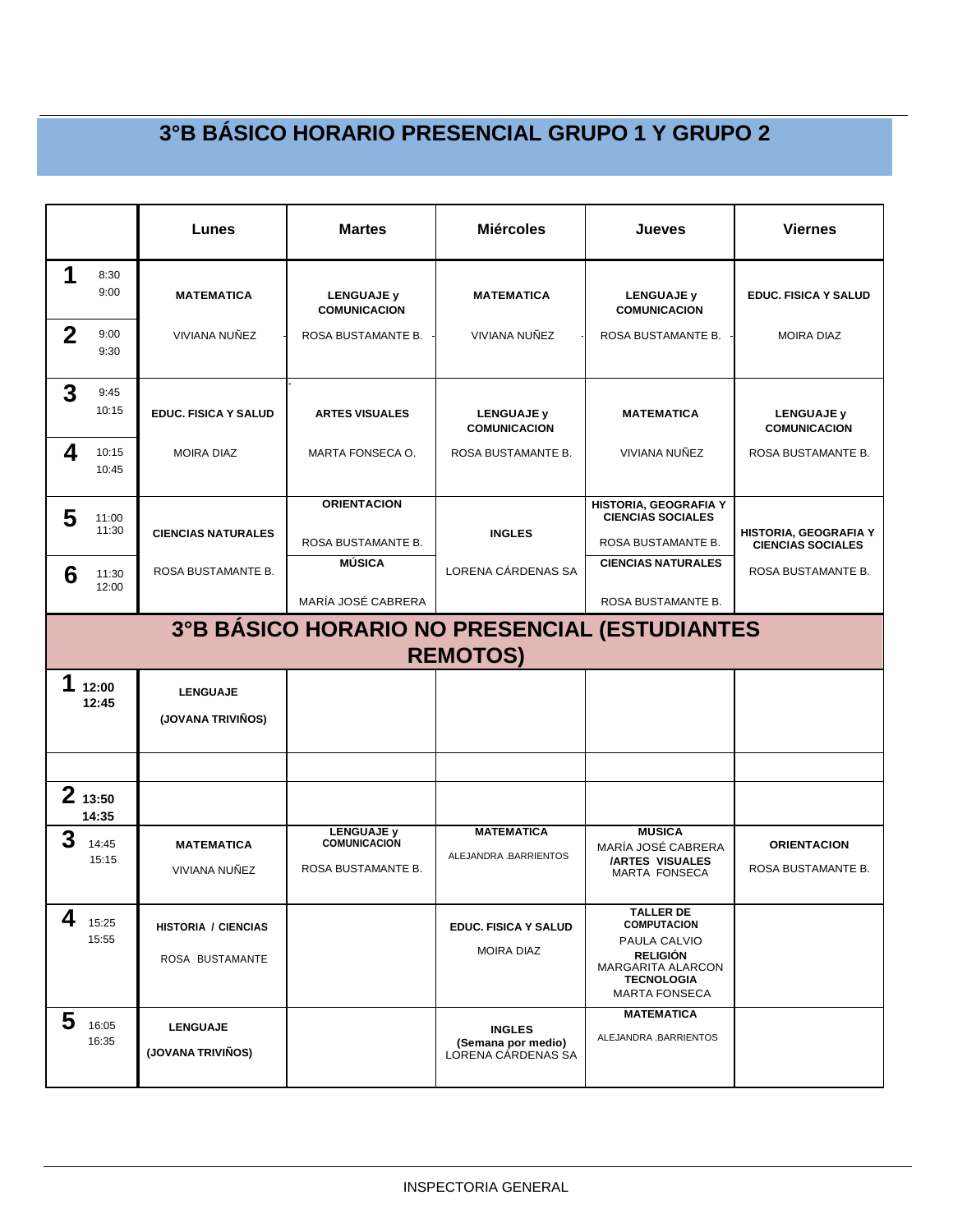# 3°B BÁSICO HORARIO PRESENCIAL GRUPO 1 Y GRUPO 2

| | Lunes | Martes | Miércoles | Jueves | Viernes |
|---|---|---|---|---|---|
| **1** 8:30 9:00 **2** 9:00 9:30 | **MATEMATICA** VIVIANA NUÑEZ | **LENGUAJE y COMUNICACION** ROSA BUSTAMANTE B. | **MATEMATICA** VIVIANA NUÑEZ | **LENGUAJE y COMUNICACION** ROSA BUSTAMANTE B. | **EDUC. FISICA Y SALUD** MOIRA DIAZ |
| **3** 9:45 10:15 **4** 10:15 10:45 | **EDUC. FISICA Y SALUD** MOIRA DIAZ | **ARTES VISUALES** MARTA FONSECA O. | **LENGUAJE y COMUNICACION** ROSA BUSTAMANTE B. | **MATEMATICA** VIVIANA NUÑEZ | **LENGUAJE y COMUNICACION** ROSA BUSTAMANTE B. |
| **5** 11:00 11:30 | **CIENCIAS NATURALES** ROSA BUSTAMANTE B. | **ORIENTACION** ROSA BUSTAMANTE B. | **INGLES** LORENA CÁRDENAS SA | **HISTORIA, GEOGRAFIA Y CIENCIAS SOCIALES** ROSA BUSTAMANTE B. | **HISTORIA, GEOGRAFIA Y CIENCIAS SOCIALES** ROSA BUSTAMANTE B. |
| **6** 11:30 12:00 | | **MÚSICA** MARÍA JOSÉ CABRERA | | **CIENCIAS NATURALES** ROSA BUSTAMANTE B. | |

# 3°B BÁSICO HORARIO NO PRESENCIAL (ESTUDIANTES REMOTOS)

| | Lunes | Martes | Miércoles | Jueves | Viernes |
|---|---|---|---|---|---|
| **1** 12:00 12:45 | **LENGUAJE (JOVANA TRIVIÑOS)** | | | | |
| | | | | | |
| **2** 13:50 14:35 | | | | | |
| **3** 14:45 15:15 | **MATEMATICA** VIVIANA NUÑEZ | **LENGUAJE y COMUNICACION** ROSA BUSTAMANTE B. | **MATEMATICA** ALEJANDRA .BARRIENTOS | **MUSICA** MARÍA JOSÉ CABRERA **/ARTES VISUALES** MARTA FONSECA | **ORIENTACION** ROSA BUSTAMANTE B. |
| **4** 15:25 15:55 | **HISTORIA / CIENCIAS** ROSA BUSTAMANTE | | **EDUC. FISICA Y SALUD** MOIRA DIAZ | **TALLER DE COMPUTACION** PAULA CALVIO **RELIGIÓN** MARGARITA ALARCON **TECNOLOGIA** MARTA FONSECA | |
| **5** 16:05 16:35 | **LENGUAJE (JOVANA TRIVIÑOS)** | | **INGLES (Semana por medio)** LORENA CÁRDENAS SA | **MATEMATICA** ALEJANDRA .BARRIENTOS | |

INSPECTORIA GENERAL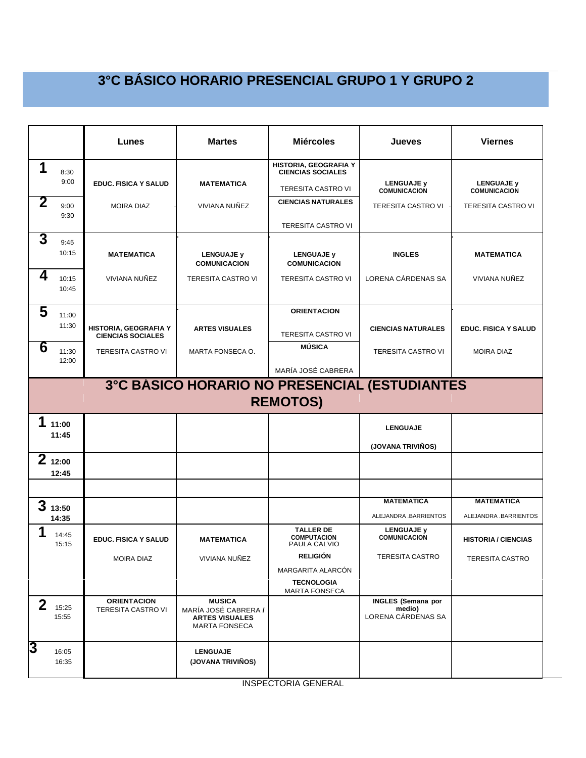# 3°C BÁSICO HORARIO PRESENCIAL GRUPO 1 Y GRUPO 2

| | Lunes | Martes | Miércoles | Jueves | Viernes |
|---|---|---|---|---|---|
| **1** 8:30 9:00 / **2** 9:00 9:30 | **EDUC. FISICA Y SALUD** MOIRA DIAZ | **MATEMATICA** VIVIANA NUÑEZ | **HISTORIA, GEOGRAFIA Y CIENCIAS SOCIALES** TERESITA CASTRO VI / **CIENCIAS NATURALES** TERESITA CASTRO VI | **LENGUAJE y COMUNICACION** TERESITA CASTRO VI | **LENGUAJE y COMUNICACION** TERESITA CASTRO VI |
| **3** 9:45 10:15 / **4** 10:15 10:45 | **MATEMATICA** VIVIANA NUÑEZ | **LENGUAJE y COMUNICACION** TERESITA CASTRO VI | **LENGUAJE y COMUNICACION** TERESITA CASTRO VI | **INGLES** LORENA CÁRDENAS SA | **MATEMATICA** VIVIANA NUÑEZ |
| **5** 11:00 11:30 / **6** 11:30 12:00 | **HISTORIA, GEOGRAFIA Y CIENCIAS SOCIALES** TERESITA CASTRO VI | **ARTES VISUALES** MARTA FONSECA O. | **ORIENTACION** TERESITA CASTRO VI / **MÚSICA** MARÍA JOSÉ CABRERA | **CIENCIAS NATURALES** TERESITA CASTRO VI | **EDUC. FISICA Y SALUD** MOIRA DIAZ |

# 3°C BÁSICO HORARIO NO PRESENCIAL (ESTUDIANTES REMOTOS)

| | Lunes | Martes | Miércoles | Jueves | Viernes |
|---|---|---|---|---|---|
| **1** 11:00 11:45 | | | | **LENGUAJE** **(JOVANA TRIVIÑOS)** | |
| **2** 12:00 12:45 | | | | | |
| | | | | | |
| **3** 13:50 14:35 | | | | **MATEMATICA** ALEJANDRA .BARRIENTOS | **MATEMATICA** ALEJANDRA .BARRIENTOS |
| **1** 14:45 15:15 | **EDUC. FISICA Y SALUD** MOIRA DIAZ | **MATEMATICA** VIVIANA NUÑEZ | **TALLER DE COMPUTACION** PAULA CALVIO / **RELIGIÓN** MARGARITA ALARCÓN / **TECNOLOGIA** MARTA FONSECA | **LENGUAJE y COMUNICACION** TERESITA CASTRO | **HISTORIA / CIENCIAS** TERESITA CASTRO |
| **2** 15:25 15:55 | **ORIENTACION** TERESITA CASTRO VI | **MUSICA** MARÍA JOSÉ CABRERA / **ARTES VISUALES** MARTA FONSECA | | **INGLES (Semana por medio)** LORENA CÁRDENAS SA | |
| **3** 16:05 16:35 | | **LENGUAJE** **(JOVANA TRIVIÑOS)** | | | |

INSPECTORIA GENERAL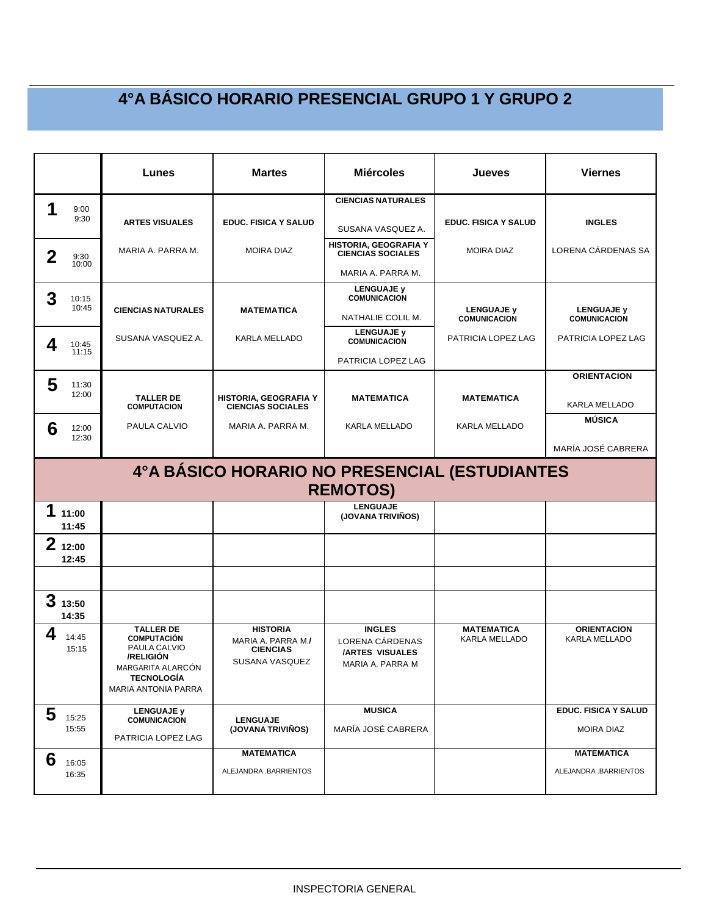# 4°A BÁSICO HORARIO PRESENCIAL GRUPO 1 Y GRUPO 2

| | Lunes | Martes | Miércoles | Jueves | Viernes |
|---|---|---|---|---|---|
| **1** 9:00 9:30 | **ARTES VISUALES** MARIA A. PARRA M. | **EDUC. FISICA Y SALUD** MOIRA DIAZ | **CIENCIAS NATURALES** SUSANA VASQUEZ A. | **EDUC. FISICA Y SALUD** MOIRA DIAZ | **INGLES** LORENA CÁRDENAS SA |
| **2** 9:30 10:00 | | | **HISTORIA, GEOGRAFIA Y CIENCIAS SOCIALES** MARIA A. PARRA M. | | |
| **3** 10:15 10:45 | **CIENCIAS NATURALES** SUSANA VASQUEZ A. | **MATEMATICA** KARLA MELLADO | **LENGUAJE y COMUNICACION** NATHALIE COLIL M. | **LENGUAJE y COMUNICACION** PATRICIA LOPEZ LAG | **LENGUAJE y COMUNICACION** PATRICIA LOPEZ LAG |
| **4** 10:45 11:15 | | | **LENGUAJE y COMUNICACION** PATRICIA LOPEZ LAG | | |
| **5** 11:30 12:00 | **TALLER DE COMPUTACION** PAULA CALVIO | **HISTORIA, GEOGRAFIA Y CIENCIAS SOCIALES** MARIA A. PARRA M. | **MATEMATICA** KARLA MELLADO | **MATEMATICA** KARLA MELLADO | **ORIENTACION** KARLA MELLADO |
| **6** 12:00 12:30 | | | | | **MÚSICA** MARÍA JOSÉ CABRERA |

# 4°A BÁSICO HORARIO NO PRESENCIAL (ESTUDIANTES REMOTOS)

| | Lunes | Martes | Miércoles | Jueves | Viernes |
|---|---|---|---|---|---|
| **1** 11:00 11:45 | | | **LENGUAJE (JOVANA TRIVIÑOS)** | | |
| **2** 12:00 12:45 | | | | | |
| | | | | | |
| **3** 13:50 14:35 | | | | | |
| **4** 14:45 15:15 | **TALLER DE COMPUTACIÓN** PAULA CALVIO **/RELIGIÓN** MARGARITA ALARCÓN **TECNOLOGÍA** MARIA ANTONIA PARRA | **HISTORIA** MARIA A. PARRA M./ **CIENCIAS** SUSANA VASQUEZ | **INGLES** LORENA CÁRDENAS **/ARTES VISUALES** MARIA A. PARRA M | **MATEMATICA** KARLA MELLADO | **ORIENTACION** KARLA MELLADO |
| **5** 15:25 15:55 | **LENGUAJE y COMUNICACION** PATRICIA LOPEZ LAG | **LENGUAJE (JOVANA TRIVIÑOS)** | **MUSICA** MARÍA JOSÉ CABRERA | | **EDUC. FISICA Y SALUD** MOIRA DIAZ |
| **6** 16:05 16:35 | | **MATEMATICA** ALEJANDRA .BARRIENTOS | | | **MATEMATICA** ALEJANDRA .BARRIENTOS |

INSPECTORIA GENERAL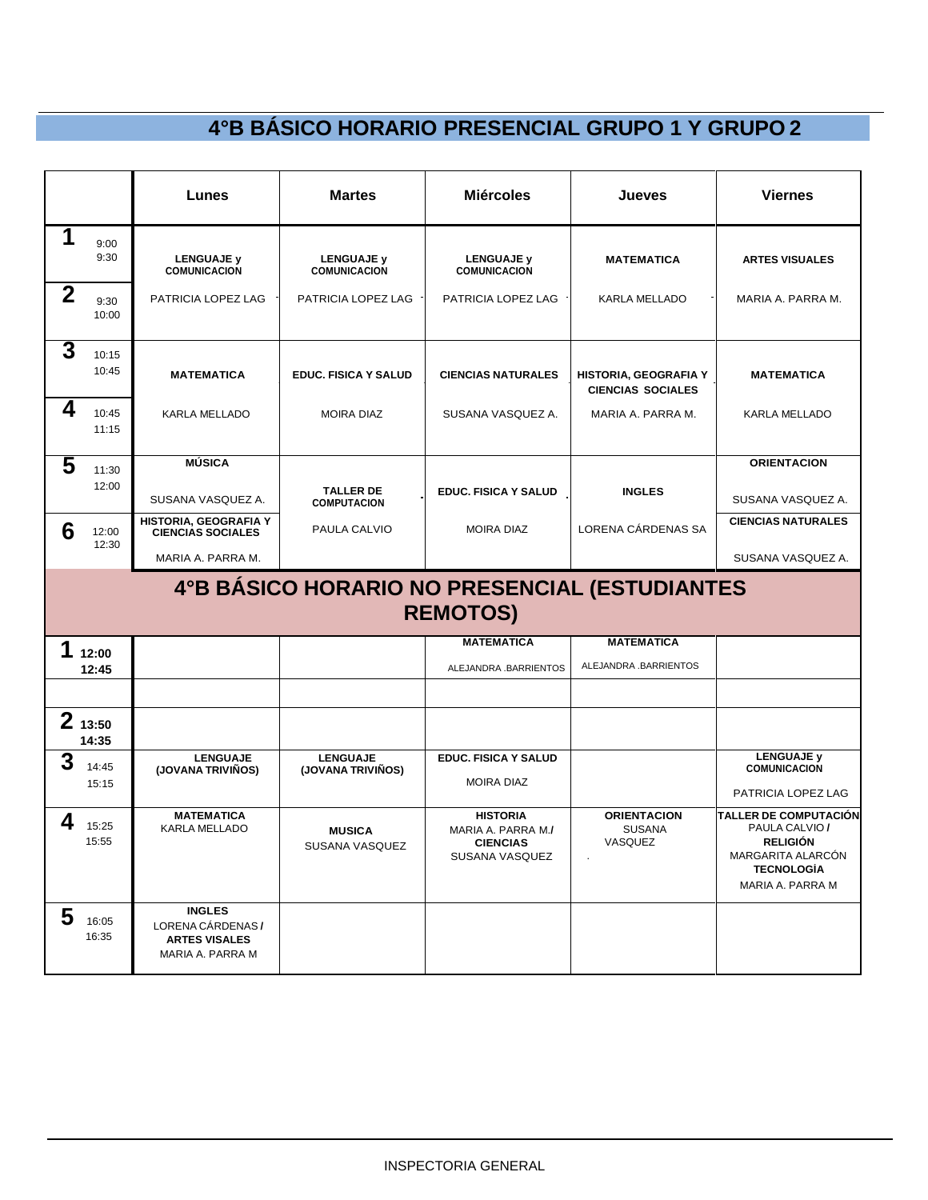# 4°B BÁSICO HORARIO PRESENCIAL GRUPO 1 Y GRUPO 2

| | Lunes | Martes | Miércoles | Jueves | Viernes |
|---|---|---|---|---|---|
| **1** 9:00 9:30 / **2** 9:30 10:00 | **LENGUAJE y COMUNICACION** PATRICIA LOPEZ LAG | **LENGUAJE y COMUNICACION** PATRICIA LOPEZ LAG | **LENGUAJE y COMUNICACION** PATRICIA LOPEZ LAG | **MATEMATICA** KARLA MELLADO | **ARTES VISUALES** MARIA A. PARRA M. |
| **3** 10:15 10:45 / **4** 10:45 11:15 | **MATEMATICA** KARLA MELLADO | **EDUC. FISICA Y SALUD** MOIRA DIAZ | **CIENCIAS NATURALES** SUSANA VASQUEZ A. | **HISTORIA, GEOGRAFIA Y CIENCIAS SOCIALES** MARIA A. PARRA M. | **MATEMATICA** KARLA MELLADO |
| **5** 11:30 12:00 | **MÚSICA** SUSANA VASQUEZ A. | **TALLER DE COMPUTACION** PAULA CALVIO | **EDUC. FISICA Y SALUD** MOIRA DIAZ | **INGLES** LORENA CÁRDENAS SA | **ORIENTACION** SUSANA VASQUEZ A. |
| **6** 12:00 12:30 | **HISTORIA, GEOGRAFIA Y CIENCIAS SOCIALES** MARIA A. PARRA M. | | | | **CIENCIAS NATURALES** SUSANA VASQUEZ A. |

# 4°B BÁSICO HORARIO NO PRESENCIAL (ESTUDIANTES REMOTOS)

| | Lunes | Martes | Miércoles | Jueves | Viernes |
|---|---|---|---|---|---|
| **1** 12:00 12:45 | | | **MATEMATICA** ALEJANDRA .BARRIENTOS | **MATEMATICA** ALEJANDRA .BARRIENTOS | |
| | | | | | |
| **2** 13:50 14:35 | | | | | |
| **3** 14:45 15:15 | **LENGUAJE (JOVANA TRIVIÑOS)** | **LENGUAJE (JOVANA TRIVIÑOS)** | **EDUC. FISICA Y SALUD** MOIRA DIAZ | | **LENGUAJE y COMUNICACION** PATRICIA LOPEZ LAG |
| **4** 15:25 15:55 | **MATEMATICA** KARLA MELLADO | **MUSICA** SUSANA VASQUEZ | **HISTORIA** MARIA A. PARRA M./ **CIENCIAS** SUSANA VASQUEZ | **ORIENTACION** SUSANA VASQUEZ . | **TALLER DE COMPUTACIÓN** PAULA CALVIO / **RELIGIÓN** MARGARITA ALARCÓN **TECNOLOGÍA** MARIA A. PARRA M |
| **5** 16:05 16:35 | **INGLES** LORENA CÁRDENAS / **ARTES VISALES** MARIA A. PARRA M | | | | |

INSPECTORIA GENERAL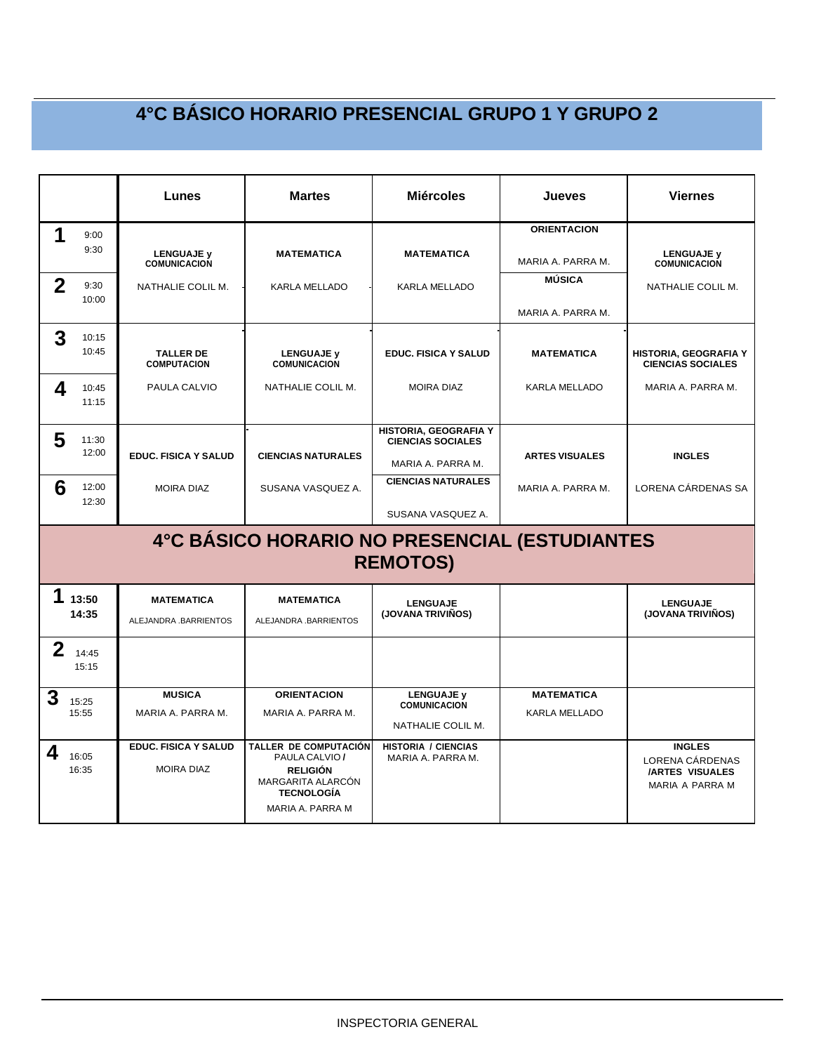# 4°C BÁSICO HORARIO PRESENCIAL GRUPO 1 Y GRUPO 2

| | Lunes | Martes | Miércoles | Jueves | Viernes |
|---|---|---|---|---|---|
| **1** 9:00 9:30 | **LENGUAJE y COMUNICACION** NATHALIE COLIL M. | **MATEMATICA** KARLA MELLADO | **MATEMATICA** KARLA MELLADO | **ORIENTACION** MARIA A. PARRA M. | **LENGUAJE y COMUNICACION** NATHALIE COLIL M. |
| **2** 9:30 10:00 | | | | **MÚSICA** MARIA A. PARRA M. | |
| **3** 10:15 10:45 | **TALLER DE COMPUTACION** PAULA CALVIO | **LENGUAJE y COMUNICACION** NATHALIE COLIL M. | **EDUC. FISICA Y SALUD** MOIRA DIAZ | **MATEMATICA** KARLA MELLADO | **HISTORIA, GEOGRAFIA Y CIENCIAS SOCIALES** MARIA A. PARRA M. |
| **4** 10:45 11:15 | | | | | |
| **5** 11:30 12:00 | **EDUC. FISICA Y SALUD** MOIRA DIAZ | **CIENCIAS NATURALES** SUSANA VASQUEZ A. | **HISTORIA, GEOGRAFIA Y CIENCIAS SOCIALES** MARIA A. PARRA M. | **ARTES VISUALES** MARIA A. PARRA M. | **INGLES** LORENA CÁRDENAS SA |
| **6** 12:00 12:30 | | | **CIENCIAS NATURALES** SUSANA VASQUEZ A. | | |

# 4°C BÁSICO HORARIO NO PRESENCIAL (ESTUDIANTES REMOTOS)

| | Lunes | Martes | Miércoles | Jueves | Viernes |
|---|---|---|---|---|---|
| **1** 13:50 14:35 | **MATEMATICA** ALEJANDRA .BARRIENTOS | **MATEMATICA** ALEJANDRA .BARRIENTOS | **LENGUAJE (JOVANA TRIVIÑOS)** | | **LENGUAJE (JOVANA TRIVIÑOS)** |
| **2** 14:45 15:15 | | | | | |
| **3** 15:25 15:55 | **MUSICA** MARIA A. PARRA M. | **ORIENTACION** MARIA A. PARRA M. | **LENGUAJE y COMUNICACION** NATHALIE COLIL M. | **MATEMATICA** KARLA MELLADO | |
| **4** 16:05 16:35 | **EDUC. FISICA Y SALUD** MOIRA DIAZ | **TALLER DE COMPUTACIÓN** PAULA CALVIO **/ RELIGIÓN** MARGARITA ALARCÓN **TECNOLOGÍA** MARIA A. PARRA M | **HISTORIA / CIENCIAS** MARIA A. PARRA M. | | **INGLES** LORENA CÁRDENAS **/ARTES VISUALES** MARIA A PARRA M |

INSPECTORIA GENERAL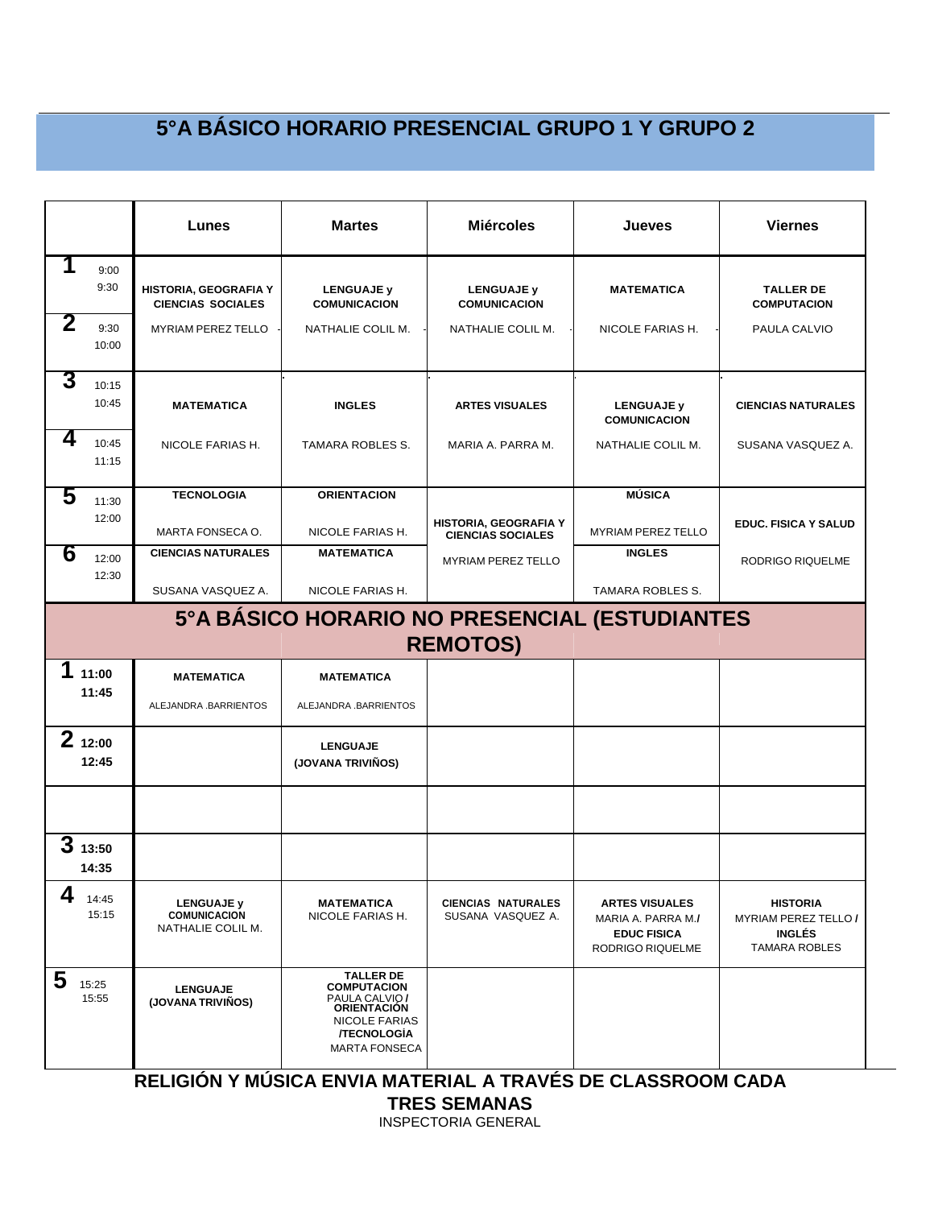# 5°A BÁSICO HORARIO PRESENCIAL GRUPO 1 Y GRUPO 2

| | Lunes | Martes | Miércoles | Jueves | Viernes |
|---|---|---|---|---|---|
| **1** 9:00 9:30 **2** 9:30 10:00 | **HISTORIA, GEOGRAFIA Y CIENCIAS SOCIALES** MYRIAM PEREZ TELLO | **LENGUAJE y COMUNICACION** NATHALIE COLIL M. | **LENGUAJE y COMUNICACION** NATHALIE COLIL M. | **MATEMATICA** NICOLE FARIAS H. | **TALLER DE COMPUTACION** PAULA CALVIO |
| **3** 10:15 10:45 **4** 10:45 11:15 | **MATEMATICA** NICOLE FARIAS H. | **INGLES** TAMARA ROBLES S. | **ARTES VISUALES** MARIA A. PARRA M. | **LENGUAJE y COMUNICACION** NATHALIE COLIL M. | **CIENCIAS NATURALES** SUSANA VASQUEZ A. |
| **5** 11:30 12:00 | **TECNOLOGIA** MARTA FONSECA O. | **ORIENTACION** NICOLE FARIAS H. | **HISTORIA, GEOGRAFIA Y CIENCIAS SOCIALES** MYRIAM PEREZ TELLO | **MÚSICA** MYRIAM PEREZ TELLO | **EDUC. FISICA Y SALUD** RODRIGO RIQUELME |
| **6** 12:00 12:30 | **CIENCIAS NATURALES** SUSANA VASQUEZ A. | **MATEMATICA** NICOLE FARIAS H. | | **INGLES** TAMARA ROBLES S. | |

# 5°A BÁSICO HORARIO NO PRESENCIAL (ESTUDIANTES REMOTOS)

| | Lunes | Martes | Miércoles | Jueves | Viernes |
|---|---|---|---|---|---|
| **1** 11:00 11:45 | **MATEMATICA** ALEJANDRA .BARRIENTOS | **MATEMATICA** ALEJANDRA .BARRIENTOS | | | |
| **2** 12:00 12:45 | | **LENGUAJE (JOVANA TRIVIÑOS)** | | | |
| | | | | | |
| **3** 13:50 14:35 | | | | | |
| **4** 14:45 15:15 | **LENGUAJE y COMUNICACION** NATHALIE COLIL M. | **MATEMATICA** NICOLE FARIAS H. | **CIENCIAS NATURALES** SUSANA VASQUEZ A. | **ARTES VISUALES** MARIA A. PARRA M. **/ EDUC FISICA** RODRIGO RIQUELME | **HISTORIA** MYRIAM PEREZ TELLO **/ INGLÉS** TAMARA ROBLES |
| **5** 15:25 15:55 | **LENGUAJE (JOVANA TRIVIÑOS)** | **TALLER DE COMPUTACION** PAULA CALVIO **/ ORIENTACION** NICOLE FARIAS **/TECNOLOGÍA** MARTA FONSECA | | | |

**RELIGIÓN Y MÚSICA ENVIA MATERIAL A TRAVÉS DE CLASSROOM CADA TRES SEMANAS**

INSPECTORIA GENERAL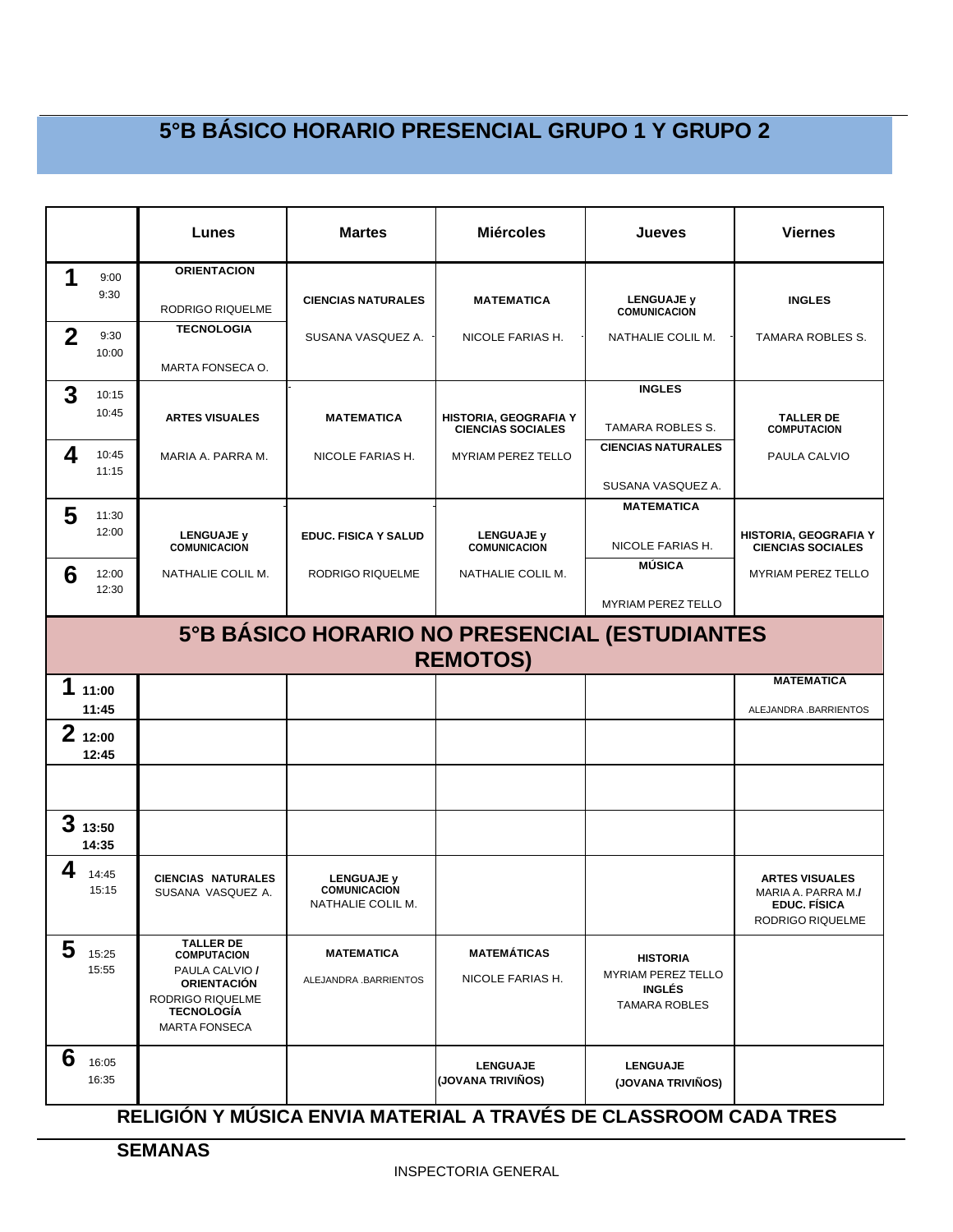# 5°B BÁSICO HORARIO PRESENCIAL GRUPO 1 Y GRUPO 2

| | | Lunes | Martes | Miércoles | Jueves | Viernes |
|---|---|---|---|---|---|---|
| 1 | 9:00 9:30 | ORIENTACION RODRIGO RIQUELME | CIENCIAS NATURALES SUSANA VASQUEZ A. | MATEMATICA NICOLE FARIAS H. | LENGUAJE y COMUNICACION NATHALIE COLIL M. | INGLES TAMARA ROBLES S. |
| 2 | 9:30 10:00 | TECNOLOGIA MARTA FONSECA O. | | | | |
| 3 | 10:15 10:45 | ARTES VISUALES MARIA A. PARRA M. | MATEMATICA NICOLE FARIAS H. | HISTORIA, GEOGRAFIA Y CIENCIAS SOCIALES MYRIAM PEREZ TELLO | INGLES TAMARA ROBLES S. | TALLER DE COMPUTACION PAULA CALVIO |
| 4 | 10:45 11:15 | | | | CIENCIAS NATURALES SUSANA VASQUEZ A. | |
| 5 | 11:30 12:00 | LENGUAJE y COMUNICACION NATHALIE COLIL M. | EDUC. FISICA Y SALUD RODRIGO RIQUELME | LENGUAJE y COMUNICACION NATHALIE COLIL M. | MATEMATICA NICOLE FARIAS H. | HISTORIA, GEOGRAFIA Y CIENCIAS SOCIALES MYRIAM PEREZ TELLO |
| 6 | 12:00 12:30 | | | | MÚSICA MYRIAM PEREZ TELLO | |

# 5°B BÁSICO HORARIO NO PRESENCIAL (ESTUDIANTES REMOTOS)

| | | Lunes | Martes | Miércoles | Jueves | Viernes |
|---|---|---|---|---|---|---|
| 1 | 11:00 11:45 | | | | | MATEMATICA ALEJANDRA .BARRIENTOS |
| 2 | 12:00 12:45 | | | | | |
| | | | | | | |
| 3 | 13:50 14:35 | | | | | |
| 4 | 14:45 15:15 | CIENCIAS NATURALES SUSANA VASQUEZ A. | LENGUAJE y COMUNICACION NATHALIE COLIL M. | | | ARTES VISUALES MARIA A. PARRA M./ EDUC. FÍSICA RODRIGO RIQUELME |
| 5 | 15:25 15:55 | TALLER DE COMPUTACION PAULA CALVIO / ORIENTACIÓN RODRIGO RIQUELME TECNOLOGÍA MARTA FONSECA | MATEMATICA ALEJANDRA .BARRIENTOS | MATEMÁTICAS NICOLE FARIAS H. | HISTORIA MYRIAM PEREZ TELLO INGLÉS TAMARA ROBLES | |
| 6 | 16:05 16:35 | | | LENGUAJE (JOVANA TRIVIÑOS) | LENGUAJE (JOVANA TRIVIÑOS) | |

**RELIGIÓN Y MÚSICA ENVIA MATERIAL A TRAVÉS DE CLASSROOM CADA TRES SEMANAS**

INSPECTORIA GENERAL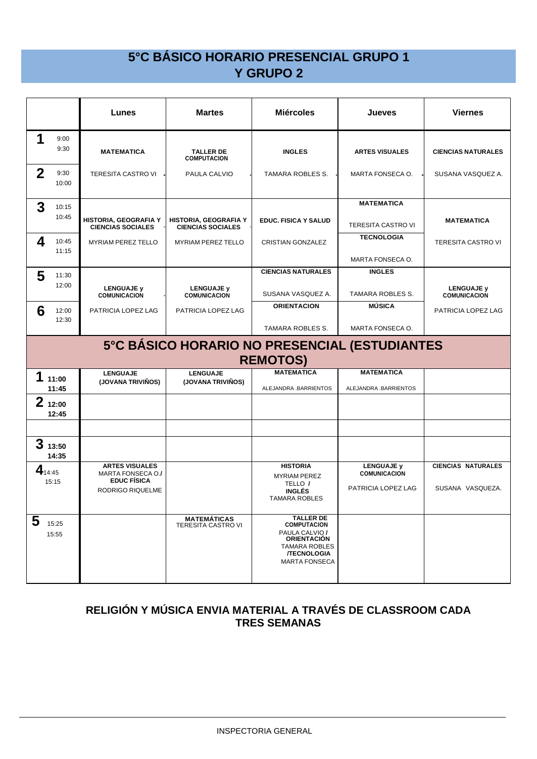# 5°C BÁSICO HORARIO PRESENCIAL GRUPO 1 Y GRUPO 2

| | Lunes | Martes | Miércoles | Jueves | Viernes |
|---|---|---|---|---|---|
| **1** 9:00 9:30 / **2** 9:30 10:00 | **MATEMATICA** TERESITA CASTRO VI | **TALLER DE COMPUTACION** PAULA CALVIO | **INGLES** TAMARA ROBLES S. | **ARTES VISUALES** MARTA FONSECA O. | **CIENCIAS NATURALES** SUSANA VASQUEZ A. |
| **3** 10:15 10:45 / **4** 10:45 11:15 | **HISTORIA, GEOGRAFIA Y CIENCIAS SOCIALES** MYRIAM PEREZ TELLO | **HISTORIA, GEOGRAFIA Y CIENCIAS SOCIALES** MYRIAM PEREZ TELLO | **EDUC. FISICA Y SALUD** CRISTIAN GONZALEZ | **MATEMATICA** TERESITA CASTRO VI / **TECNOLOGIA** MARTA FONSECA O. | **MATEMATICA** TERESITA CASTRO VI |
| **5** 11:30 12:00 / **6** 12:00 12:30 | **LENGUAJE y COMUNICACION** PATRICIA LOPEZ LAG | **LENGUAJE y COMUNICACION** PATRICIA LOPEZ LAG | **CIENCIAS NATURALES** SUSANA VASQUEZ A. / **ORIENTACION** TAMARA ROBLES S. | **INGLES** TAMARA ROBLES S. / **MÚSICA** MARTA FONSECA O. | **LENGUAJE y COMUNICACION** PATRICIA LOPEZ LAG |

# 5°C BÁSICO HORARIO NO PRESENCIAL (ESTUDIANTES REMOTOS)

| | Lunes | Martes | Miércoles | Jueves | Viernes |
|---|---|---|---|---|---|
| **1** 11:00 11:45 | **LENGUAJE (JOVANA TRIVIÑOS)** | **LENGUAJE (JOVANA TRIVIÑOS)** | **MATEMATICA** ALEJANDRA .BARRIENTOS | **MATEMATICA** ALEJANDRA .BARRIENTOS | |
| **2** 12:00 12:45 | | | | | |
| | | | | | |
| **3** 13:50 14:35 | | | | | |
| **4** 14:45 15:15 | **ARTES VISUALES** MARTA FONSECA O./ **EDUC FÍSICA** RODRIGO RIQUELME | | **HISTORIA** MYRIAM PEREZ TELLO / **INGLÉS** TAMARA ROBLES | **LENGUAJE y COMUNICACION** PATRICIA LOPEZ LAG | **CIENCIAS NATURALES** SUSANA VASQUEZA. |
| **5** 15:25 15:55 | | **MATEMÁTICAS** TERESITA CASTRO VI | **TALLER DE COMPUTACION** PAULA CALVIO / **ORIENTACIÓN** TAMARA ROBLES /**TECNOLOGIA** MARTA FONSECA | | |

**RELIGIÓN Y MÚSICA ENVIA MATERIAL A TRAVÉS DE CLASSROOM CADA TRES SEMANAS**

INSPECTORIA GENERAL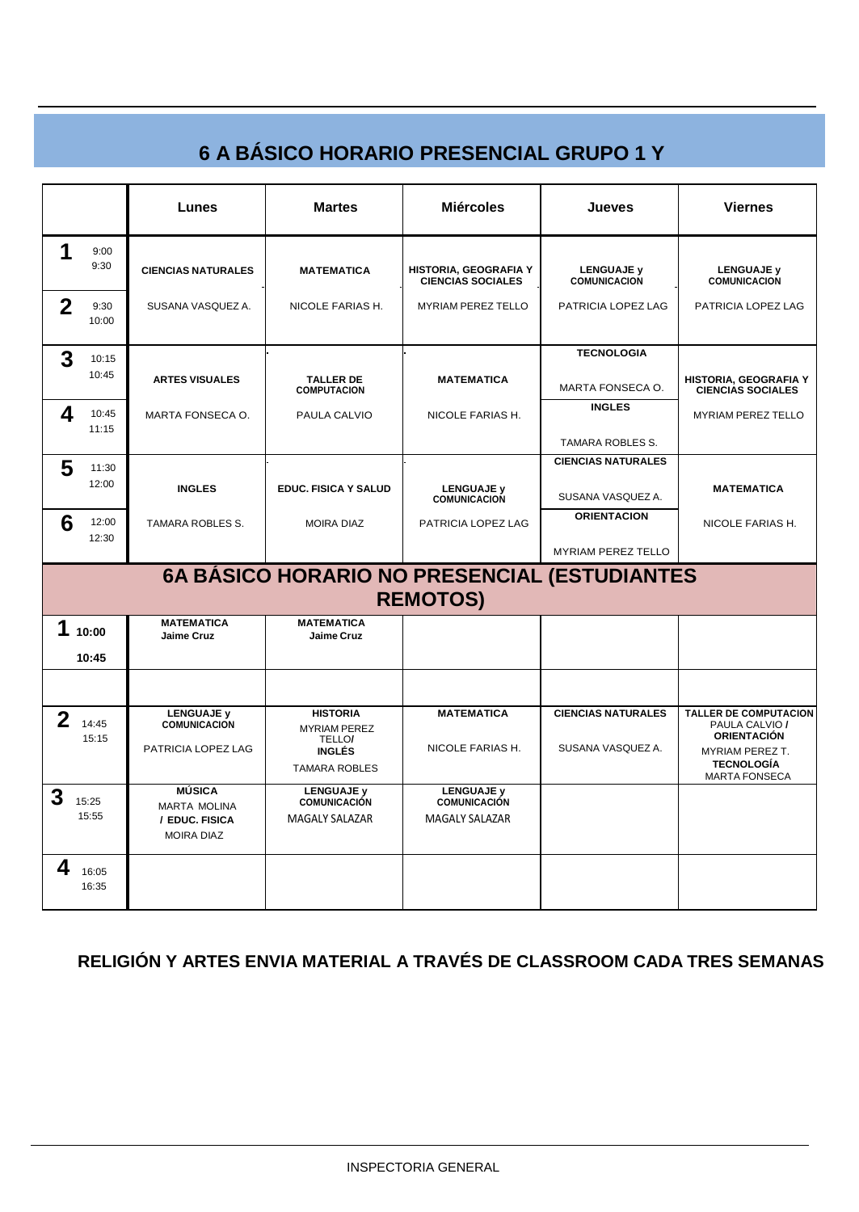# 6 A BÁSICO HORARIO PRESENCIAL GRUPO 1 Y

| | Lunes | Martes | Miércoles | Jueves | Viernes |
|---|---|---|---|---|---|
| **1** 9:00 9:30 / **2** 9:30 10:00 | **CIENCIAS NATURALES** SUSANA VASQUEZ A. | **MATEMATICA** NICOLE FARIAS H. | **HISTORIA, GEOGRAFIA Y CIENCIAS SOCIALES** MYRIAM PEREZ TELLO | **LENGUAJE y COMUNICACION** PATRICIA LOPEZ LAG | **LENGUAJE y COMUNICACION** PATRICIA LOPEZ LAG |
| **3** 10:15 10:45 / **4** 10:45 11:15 | **ARTES VISUALES** MARTA FONSECA O. | **TALLER DE COMPUTACION** PAULA CALVIO | **MATEMATICA** NICOLE FARIAS H. | **TECNOLOGIA** MARTA FONSECA O. **INGLES** TAMARA ROBLES S. | **HISTORIA, GEOGRAFIA Y CIENCIAS SOCIALES** MYRIAM PEREZ TELLO |
| **5** 11:30 12:00 / **6** 12:00 12:30 | **INGLES** TAMARA ROBLES S. | **EDUC. FISICA Y SALUD** MOIRA DIAZ | **LENGUAJE y COMUNICACION** PATRICIA LOPEZ LAG | **CIENCIAS NATURALES** SUSANA VASQUEZ A. **ORIENTACION** MYRIAM PEREZ TELLO | **MATEMATICA** NICOLE FARIAS H. |

# 6A BÁSICO HORARIO NO PRESENCIAL (ESTUDIANTES REMOTOS)

| | Lunes | Martes | Miércoles | Jueves | Viernes |
|---|---|---|---|---|---|
| **1** 10:00 10:45 | **MATEMATICA** Jaime Cruz | **MATEMATICA** Jaime Cruz | | | |
| | | | | | |
| **2** 14:45 15:15 | **LENGUAJE y COMUNICACION** PATRICIA LOPEZ LAG | **HISTORIA** MYRIAM PEREZ TELLO/ **INGLÉS** TAMARA ROBLES | **MATEMATICA** NICOLE FARIAS H. | **CIENCIAS NATURALES** SUSANA VASQUEZ A. | **TALLER DE COMPUTACION** PAULA CALVIO / **ORIENTACIÓN** MYRIAM PEREZ T. **TECNOLOGÍA** MARTA FONSECA |
| **3** 15:25 15:55 | **MÚSICA** MARTA MOLINA / **EDUC. FISICA** MOIRA DIAZ | **LENGUAJE y COMUNICACIÓN** MAGALY SALAZAR | **LENGUAJE y COMUNICACIÓN** MAGALY SALAZAR | | |
| **4** 16:05 16:35 | | | | | |

**RELIGIÓN Y ARTES ENVIA MATERIAL A TRAVÉS DE CLASSROOM CADA TRES SEMANAS**

INSPECTORIA GENERAL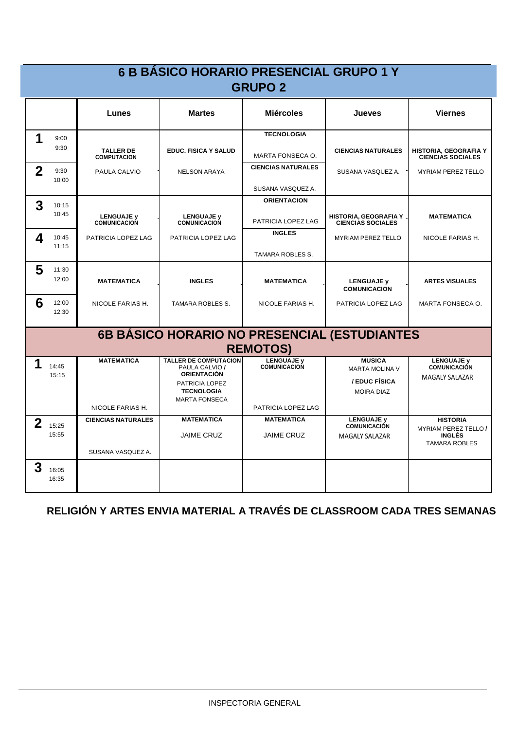# 6 B BÁSICO HORARIO PRESENCIAL GRUPO 1 Y GRUPO 2

| | Lunes | Martes | Miércoles | Jueves | Viernes |
|---|---|---|---|---|---|
| **1** 9:00 9:30 | **TALLER DE COMPUTACION** | **EDUC. FISICA Y SALUD** | **TECNOLOGIA** MARTA FONSECA O. | **CIENCIAS NATURALES** | **HISTORIA, GEOGRAFIA Y CIENCIAS SOCIALES** |
| **2** 9:30 10:00 | PAULA CALVIO | NELSON ARAYA | **CIENCIAS NATURALES** SUSANA VASQUEZ A. | SUSANA VASQUEZ A. | MYRIAM PEREZ TELLO |
| **3** 10:15 10:45 | **LENGUAJE y COMUNICACION** | **LENGUAJE y COMUNICACION** | **ORIENTACION** PATRICIA LOPEZ LAG | **HISTORIA, GEOGRAFIA Y CIENCIAS SOCIALES** | **MATEMATICA** |
| **4** 10:45 11:15 | PATRICIA LOPEZ LAG | PATRICIA LOPEZ LAG | **INGLES** TAMARA ROBLES S. | MYRIAM PEREZ TELLO | NICOLE FARIAS H. |
| **5** 11:30 12:00 | **MATEMATICA** | **INGLES** | **MATEMATICA** | **LENGUAJE y COMUNICACION** | **ARTES VISUALES** |
| **6** 12:00 12:30 | NICOLE FARIAS H. | TAMARA ROBLES S. | NICOLE FARIAS H. | PATRICIA LOPEZ LAG | MARTA FONSECA O. |

# 6B BÁSICO HORARIO NO PRESENCIAL (ESTUDIANTES REMOTOS)

| | Lunes | Martes | Miércoles | Jueves | Viernes |
|---|---|---|---|---|---|
| **1** 14:45 15:15 | **MATEMATICA** NICOLE FARIAS H. | **TALLER DE COMPUTACION** PAULA CALVIO / **ORIENTACIÓN** PATRICIA LOPEZ **TECNOLOGIA** MARTA FONSECA | **LENGUAJE y COMUNICACION** PATRICIA LOPEZ LAG | **MUSICA** MARTA MOLINA V **/ EDUC FÍSICA** MOIRA DIAZ | **LENGUAJE y COMUNICACIÓN** MAGALY SALAZAR |
| **2** 15:25 15:55 | **CIENCIAS NATURALES** SUSANA VASQUEZ A. | **MATEMATICA** JAIME CRUZ | **MATEMATICA** JAIME CRUZ | **LENGUAJE y COMUNICACIÓN** MAGALY SALAZAR | **HISTORIA** MYRIAM PEREZ TELLO / **INGLÉS** TAMARA ROBLES |
| **3** 16:05 16:35 | | | | | |

**RELIGIÓN Y ARTES ENVIA MATERIAL A TRAVÉS DE CLASSROOM CADA TRES SEMANAS**

INSPECTORIA GENERAL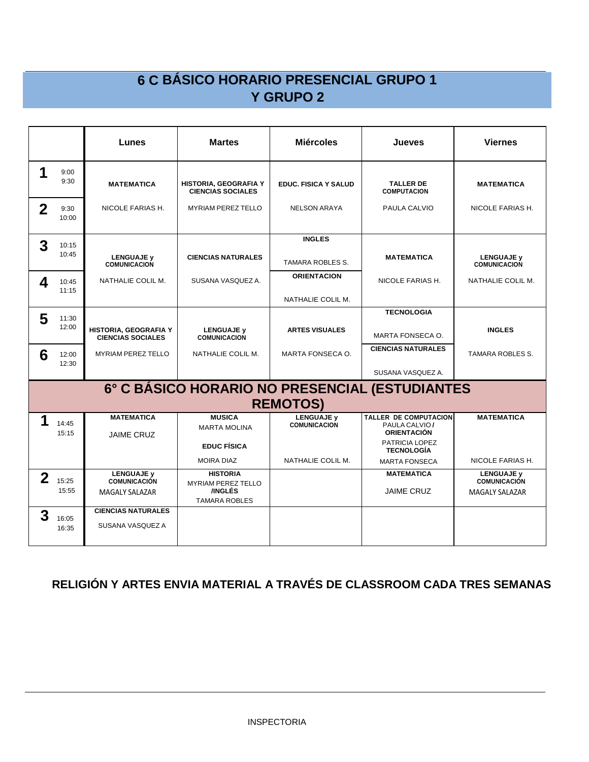# 6 C BÁSICO HORARIO PRESENCIAL GRUPO 1 Y GRUPO 2

| | | Lunes | Martes | Miércoles | Jueves | Viernes |
|---|---|---|---|---|---|---|
| **1** | 9:00 9:30 | **MATEMATICA** NICOLE FARIAS H. | **HISTORIA, GEOGRAFIA Y CIENCIAS SOCIALES** MYRIAM PEREZ TELLO | **EDUC. FISICA Y SALUD** NELSON ARAYA | **TALLER DE COMPUTACION** PAULA CALVIO | **MATEMATICA** NICOLE FARIAS H. |
| **2** | 9:30 10:00 | | | | | |
| **3** | 10:15 10:45 | **LENGUAJE y COMUNICACION** NATHALIE COLIL M. | **CIENCIAS NATURALES** SUSANA VASQUEZ A. | **INGLES** TAMARA ROBLES S. | **MATEMATICA** NICOLE FARIAS H. | **LENGUAJE y COMUNICACION** NATHALIE COLIL M. |
| **4** | 10:45 11:15 | | | **ORIENTACION** NATHALIE COLIL M. | | |
| **5** | 11:30 12:00 | **HISTORIA, GEOGRAFIA Y CIENCIAS SOCIALES** MYRIAM PEREZ TELLO | **LENGUAJE y COMUNICACION** NATHALIE COLIL M. | **ARTES VISUALES** MARTA FONSECA O. | **TECNOLOGIA** MARTA FONSECA O. | **INGLES** TAMARA ROBLES S. |
| **6** | 12:00 12:30 | | | | **CIENCIAS NATURALES** SUSANA VASQUEZ A. | |

# 6° C BÁSICO HORARIO NO PRESENCIAL (ESTUDIANTES REMOTOS)

| | | Lunes | Martes | Miércoles | Jueves | Viernes |
|---|---|---|---|---|---|---|
| **1** | 14:45 15:15 | **MATEMATICA** JAIME CRUZ | **MUSICA** MARTA MOLINA **EDUC FÍSICA** MOIRA DIAZ | **LENGUAJE y COMUNICACION** NATHALIE COLIL M. | **TALLER DE COMPUTACION** PAULA CALVIO / **ORIENTACIÓN** PATRICIA LOPEZ **TECNOLOGÍA** MARTA FONSECA | **MATEMATICA** NICOLE FARIAS H. |
| **2** | 15:25 15:55 | **LENGUAJE y COMUNICACIÓN** MAGALY SALAZAR | **HISTORIA** MYRIAM PEREZ TELLO **/INGLÉS** TAMARA ROBLES | | **MATEMATICA** JAIME CRUZ | **LENGUAJE y COMUNICACIÓN** MAGALY SALAZAR |
| **3** | 16:05 16:35 | **CIENCIAS NATURALES** SUSANA VASQUEZ A | | | | |

**RELIGIÓN Y ARTES ENVIA MATERIAL A TRAVÉS DE CLASSROOM CADA TRES SEMANAS**

INSPECTORIA